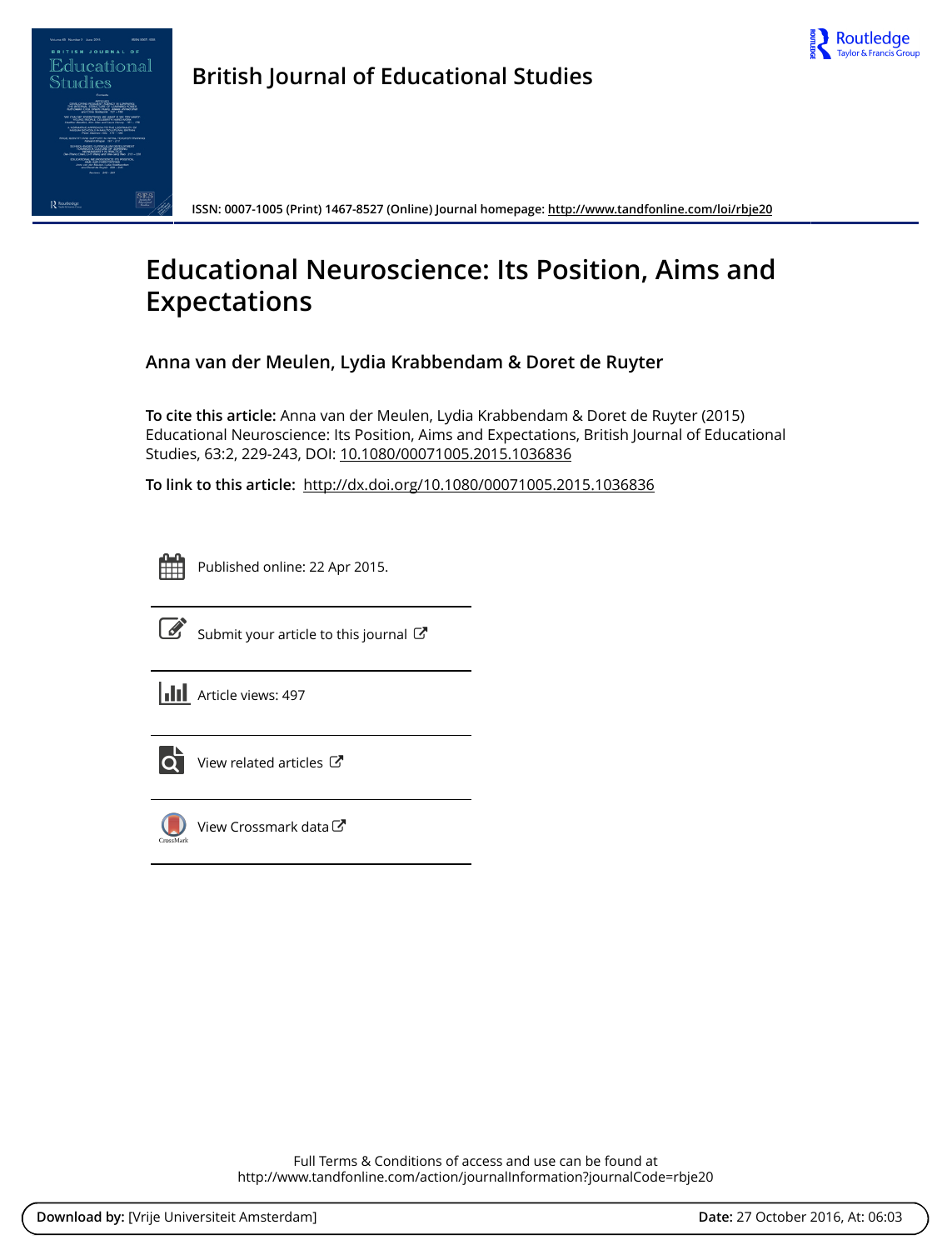British Journal of Educational Studies

ISSN: 0007-1005 (Print) 1467-8527 (Online) Journal homepage: http://www.tandfonline.com/loi/rbje20

# Educational Neuroscience: Its Position, Aims and Expectations

**Anna van der Meulen, Lydia Krabbendam & Doret de Ruyter**

**To cite this article:** Anna van der Meulen, Lydia Krabbendam & Doret de Ruyter (2015) Educational Neuroscience: Its Position, Aims and Expectations, British Journal of Educational Studies, 63:2, 229-243, DOI: 10.1080/00071005.2015.1036836

**To link to this article:** http://dx.doi.org/10.1080/00071005.2015.1036836

Published online: 22 Apr 2015.

Submit your article to this journal

Article views: 497

View related articles

View Crossmark data

Full Terms & Conditions of access and use can be found at
http://www.tandfonline.com/action/journalInformation?journalCode=rbje20

**Download by:** [Vrije Universiteit Amsterdam] **Date:** 27 October 2016, At: 06:03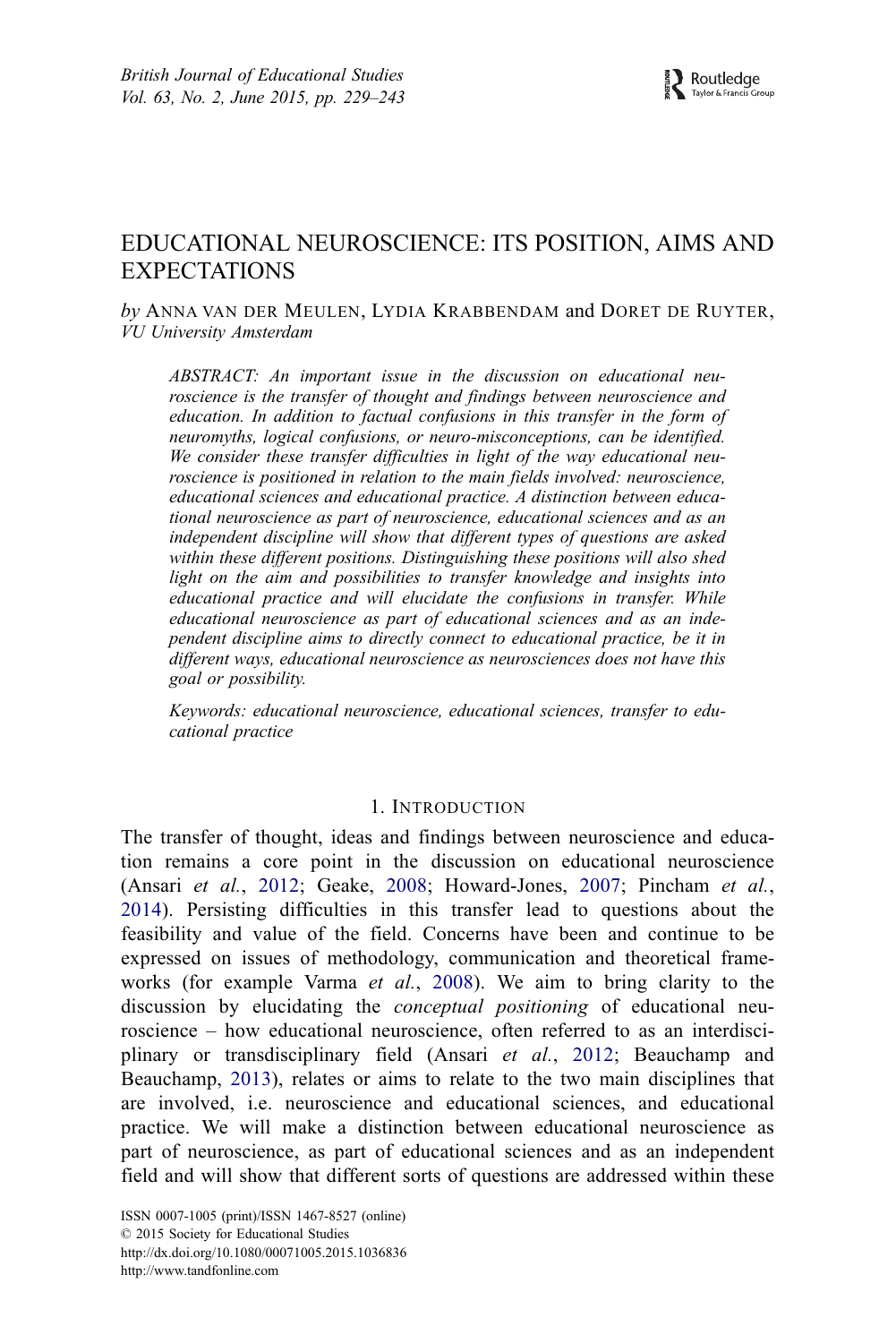# EDUCATIONAL NEUROSCIENCE: ITS POSITION, AIMS AND EXPECTATIONS

*by* Anna van der Meulen, Lydia Krabbendam and Doret de Ruyter, *VU University Amsterdam*

*ABSTRACT: An important issue in the discussion on educational neuroscience is the transfer of thought and findings between neuroscience and education. In addition to factual confusions in this transfer in the form of neuromyths, logical confusions, or neuro-misconceptions, can be identified. We consider these transfer difficulties in light of the way educational neuroscience is positioned in relation to the main fields involved: neuroscience, educational sciences and educational practice. A distinction between educational neuroscience as part of neuroscience, educational sciences and as an independent discipline will show that different types of questions are asked within these different positions. Distinguishing these positions will also shed light on the aim and possibilities to transfer knowledge and insights into educational practice and will elucidate the confusions in transfer. While educational neuroscience as part of educational sciences and as an independent discipline aims to directly connect to educational practice, be it in different ways, educational neuroscience as neurosciences does not have this goal or possibility.*

*Keywords: educational neuroscience, educational sciences, transfer to educational practice*

## 1. Introduction

The transfer of thought, ideas and findings between neuroscience and education remains a core point in the discussion on educational neuroscience (Ansari *et al.*, 2012; Geake, 2008; Howard-Jones, 2007; Pincham *et al.*, 2014). Persisting difficulties in this transfer lead to questions about the feasibility and value of the field. Concerns have been and continue to be expressed on issues of methodology, communication and theoretical frameworks (for example Varma *et al.*, 2008). We aim to bring clarity to the discussion by elucidating the *conceptual positioning* of educational neuroscience – how educational neuroscience, often referred to as an interdisciplinary or transdisciplinary field (Ansari *et al.*, 2012; Beauchamp and Beauchamp, 2013), relates or aims to relate to the two main disciplines that are involved, i.e. neuroscience and educational sciences, and educational practice. We will make a distinction between educational neuroscience as part of neuroscience, as part of educational sciences and as an independent field and will show that different sorts of questions are addressed within these

ISSN 0007-1005 (print)/ISSN 1467-8527 (online)
© 2015 Society for Educational Studies
http://dx.doi.org/10.1080/00071005.2015.1036836
http://www.tandfonline.com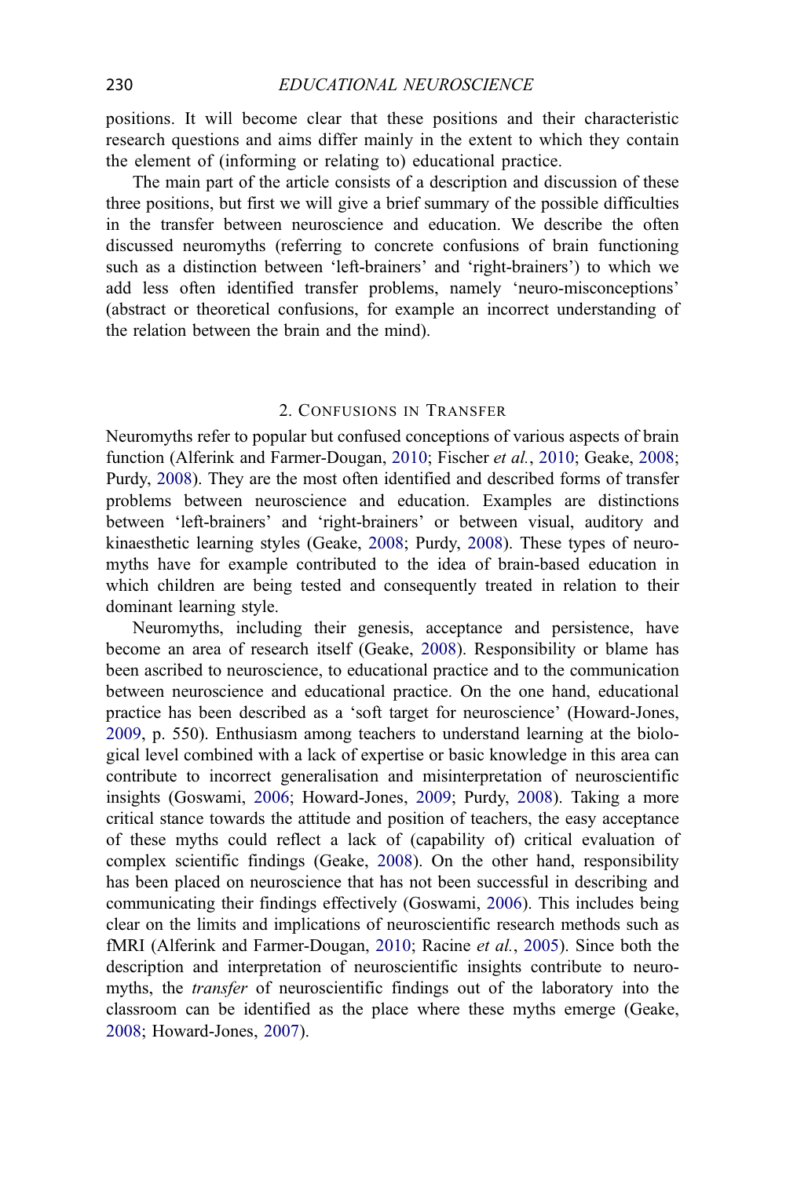positions. It will become clear that these positions and their characteristic research questions and aims differ mainly in the extent to which they contain the element of (informing or relating to) educational practice.

The main part of the article consists of a description and discussion of these three positions, but first we will give a brief summary of the possible difficulties in the transfer between neuroscience and education. We describe the often discussed neuromyths (referring to concrete confusions of brain functioning such as a distinction between 'left-brainers' and 'right-brainers') to which we add less often identified transfer problems, namely 'neuro-misconceptions' (abstract or theoretical confusions, for example an incorrect understanding of the relation between the brain and the mind).

## 2. Confusions in Transfer

Neuromyths refer to popular but confused conceptions of various aspects of brain function (Alferink and Farmer-Dougan, 2010; Fischer *et al.*, 2010; Geake, 2008; Purdy, 2008). They are the most often identified and described forms of transfer problems between neuroscience and education. Examples are distinctions between 'left-brainers' and 'right-brainers' or between visual, auditory and kinaesthetic learning styles (Geake, 2008; Purdy, 2008). These types of neuromyths have for example contributed to the idea of brain-based education in which children are being tested and consequently treated in relation to their dominant learning style.

Neuromyths, including their genesis, acceptance and persistence, have become an area of research itself (Geake, 2008). Responsibility or blame has been ascribed to neuroscience, to educational practice and to the communication between neuroscience and educational practice. On the one hand, educational practice has been described as a 'soft target for neuroscience' (Howard-Jones, 2009, p. 550). Enthusiasm among teachers to understand learning at the biological level combined with a lack of expertise or basic knowledge in this area can contribute to incorrect generalisation and misinterpretation of neuroscientific insights (Goswami, 2006; Howard-Jones, 2009; Purdy, 2008). Taking a more critical stance towards the attitude and position of teachers, the easy acceptance of these myths could reflect a lack of (capability of) critical evaluation of complex scientific findings (Geake, 2008). On the other hand, responsibility has been placed on neuroscience that has not been successful in describing and communicating their findings effectively (Goswami, 2006). This includes being clear on the limits and implications of neuroscientific research methods such as fMRI (Alferink and Farmer-Dougan, 2010; Racine *et al.*, 2005). Since both the description and interpretation of neuroscientific insights contribute to neuromyths, the *transfer* of neuroscientific findings out of the laboratory into the classroom can be identified as the place where these myths emerge (Geake, 2008; Howard-Jones, 2007).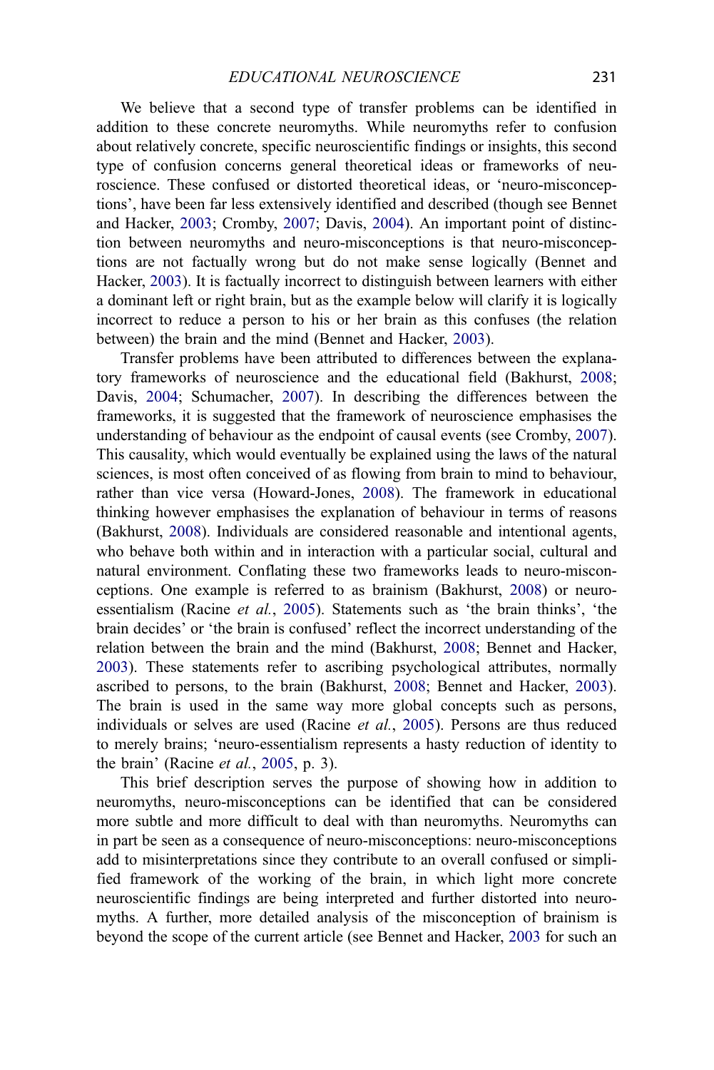We believe that a second type of transfer problems can be identified in addition to these concrete neuromyths. While neuromyths refer to confusion about relatively concrete, specific neuroscientific findings or insights, this second type of confusion concerns general theoretical ideas or frameworks of neuroscience. These confused or distorted theoretical ideas, or 'neuro-misconceptions', have been far less extensively identified and described (though see Bennet and Hacker, 2003; Cromby, 2007; Davis, 2004). An important point of distinction between neuromyths and neuro-misconceptions is that neuro-misconceptions are not factually wrong but do not make sense logically (Bennet and Hacker, 2003). It is factually incorrect to distinguish between learners with either a dominant left or right brain, but as the example below will clarify it is logically incorrect to reduce a person to his or her brain as this confuses (the relation between) the brain and the mind (Bennet and Hacker, 2003).

Transfer problems have been attributed to differences between the explanatory frameworks of neuroscience and the educational field (Bakhurst, 2008; Davis, 2004; Schumacher, 2007). In describing the differences between the frameworks, it is suggested that the framework of neuroscience emphasises the understanding of behaviour as the endpoint of causal events (see Cromby, 2007). This causality, which would eventually be explained using the laws of the natural sciences, is most often conceived of as flowing from brain to mind to behaviour, rather than vice versa (Howard-Jones, 2008). The framework in educational thinking however emphasises the explanation of behaviour in terms of reasons (Bakhurst, 2008). Individuals are considered reasonable and intentional agents, who behave both within and in interaction with a particular social, cultural and natural environment. Conflating these two frameworks leads to neuro-misconceptions. One example is referred to as brainism (Bakhurst, 2008) or neuro-essentialism (Racine *et al.*, 2005). Statements such as 'the brain thinks', 'the brain decides' or 'the brain is confused' reflect the incorrect understanding of the relation between the brain and the mind (Bakhurst, 2008; Bennet and Hacker, 2003). These statements refer to ascribing psychological attributes, normally ascribed to persons, to the brain (Bakhurst, 2008; Bennet and Hacker, 2003). The brain is used in the same way more global concepts such as persons, individuals or selves are used (Racine *et al.*, 2005). Persons are thus reduced to merely brains; 'neuro-essentialism represents a hasty reduction of identity to the brain' (Racine *et al.*, 2005, p. 3).

This brief description serves the purpose of showing how in addition to neuromyths, neuro-misconceptions can be identified that can be considered more subtle and more difficult to deal with than neuromyths. Neuromyths can in part be seen as a consequence of neuro-misconceptions: neuro-misconceptions add to misinterpretations since they contribute to an overall confused or simplified framework of the working of the brain, in which light more concrete neuroscientific findings are being interpreted and further distorted into neuromyths. A further, more detailed analysis of the misconception of brainism is beyond the scope of the current article (see Bennet and Hacker, 2003 for such an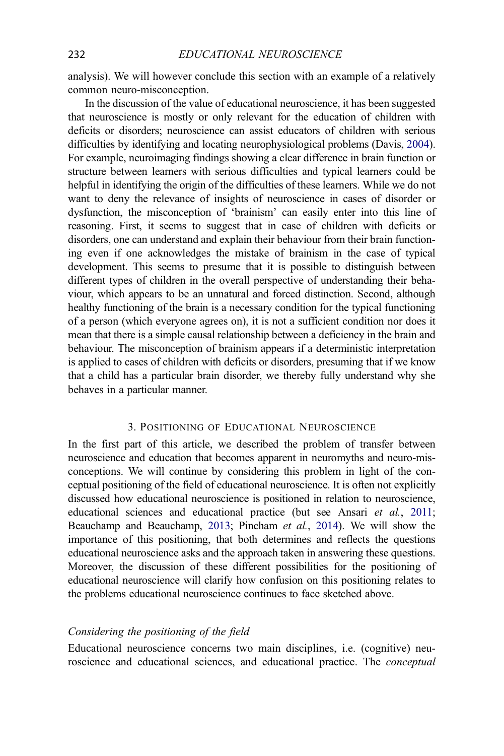analysis). We will however conclude this section with an example of a relatively common neuro-misconception.

In the discussion of the value of educational neuroscience, it has been suggested that neuroscience is mostly or only relevant for the education of children with deficits or disorders; neuroscience can assist educators of children with serious difficulties by identifying and locating neurophysiological problems (Davis, 2004). For example, neuroimaging findings showing a clear difference in brain function or structure between learners with serious difficulties and typical learners could be helpful in identifying the origin of the difficulties of these learners. While we do not want to deny the relevance of insights of neuroscience in cases of disorder or dysfunction, the misconception of 'brainism' can easily enter into this line of reasoning. First, it seems to suggest that in case of children with deficits or disorders, one can understand and explain their behaviour from their brain functioning even if one acknowledges the mistake of brainism in the case of typical development. This seems to presume that it is possible to distinguish between different types of children in the overall perspective of understanding their behaviour, which appears to be an unnatural and forced distinction. Second, although healthy functioning of the brain is a necessary condition for the typical functioning of a person (which everyone agrees on), it is not a sufficient condition nor does it mean that there is a simple causal relationship between a deficiency in the brain and behaviour. The misconception of brainism appears if a deterministic interpretation is applied to cases of children with deficits or disorders, presuming that if we know that a child has a particular brain disorder, we thereby fully understand why she behaves in a particular manner.

## 3. Positioning of Educational Neuroscience

In the first part of this article, we described the problem of transfer between neuroscience and education that becomes apparent in neuromyths and neuro-misconceptions. We will continue by considering this problem in light of the conceptual positioning of the field of educational neuroscience. It is often not explicitly discussed how educational neuroscience is positioned in relation to neuroscience, educational sciences and educational practice (but see Ansari *et al.*, 2011; Beauchamp and Beauchamp, 2013; Pincham *et al.*, 2014). We will show the importance of this positioning, that both determines and reflects the questions educational neuroscience asks and the approach taken in answering these questions. Moreover, the discussion of these different possibilities for the positioning of educational neuroscience will clarify how confusion on this positioning relates to the problems educational neuroscience continues to face sketched above.

### *Considering the positioning of the field*

Educational neuroscience concerns two main disciplines, i.e. (cognitive) neuroscience and educational sciences, and educational practice. The *conceptual*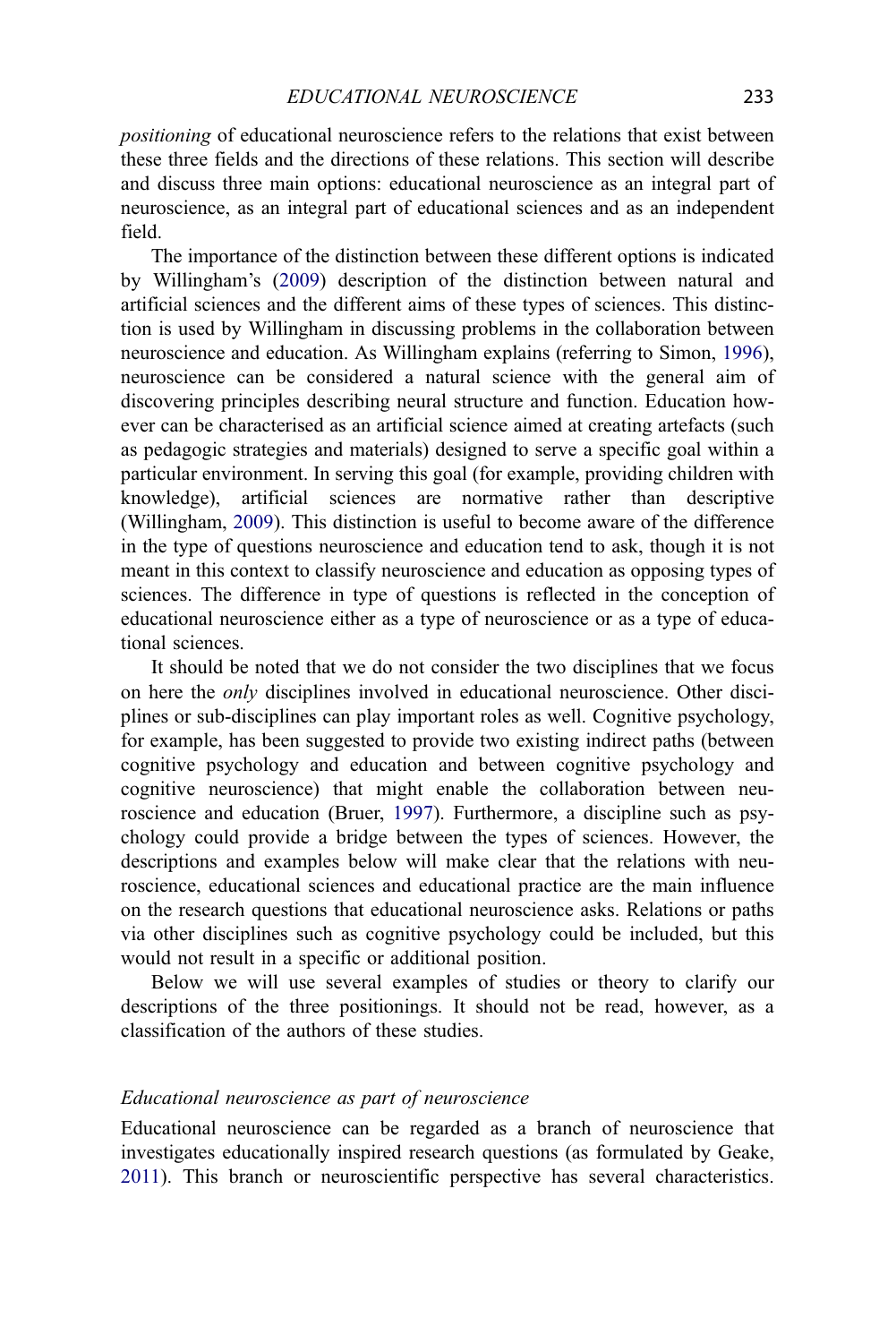*positioning* of educational neuroscience refers to the relations that exist between these three fields and the directions of these relations. This section will describe and discuss three main options: educational neuroscience as an integral part of neuroscience, as an integral part of educational sciences and as an independent field.

The importance of the distinction between these different options is indicated by Willingham's (2009) description of the distinction between natural and artificial sciences and the different aims of these types of sciences. This distinction is used by Willingham in discussing problems in the collaboration between neuroscience and education. As Willingham explains (referring to Simon, 1996), neuroscience can be considered a natural science with the general aim of discovering principles describing neural structure and function. Education however can be characterised as an artificial science aimed at creating artefacts (such as pedagogic strategies and materials) designed to serve a specific goal within a particular environment. In serving this goal (for example, providing children with knowledge), artificial sciences are normative rather than descriptive (Willingham, 2009). This distinction is useful to become aware of the difference in the type of questions neuroscience and education tend to ask, though it is not meant in this context to classify neuroscience and education as opposing types of sciences. The difference in type of questions is reflected in the conception of educational neuroscience either as a type of neuroscience or as a type of educational sciences.

It should be noted that we do not consider the two disciplines that we focus on here the *only* disciplines involved in educational neuroscience. Other disciplines or sub-disciplines can play important roles as well. Cognitive psychology, for example, has been suggested to provide two existing indirect paths (between cognitive psychology and education and between cognitive psychology and cognitive neuroscience) that might enable the collaboration between neuroscience and education (Bruer, 1997). Furthermore, a discipline such as psychology could provide a bridge between the types of sciences. However, the descriptions and examples below will make clear that the relations with neuroscience, educational sciences and educational practice are the main influence on the research questions that educational neuroscience asks. Relations or paths via other disciplines such as cognitive psychology could be included, but this would not result in a specific or additional position.

Below we will use several examples of studies or theory to clarify our descriptions of the three positionings. It should not be read, however, as a classification of the authors of these studies.

### *Educational neuroscience as part of neuroscience*

Educational neuroscience can be regarded as a branch of neuroscience that investigates educationally inspired research questions (as formulated by Geake, 2011). This branch or neuroscientific perspective has several characteristics.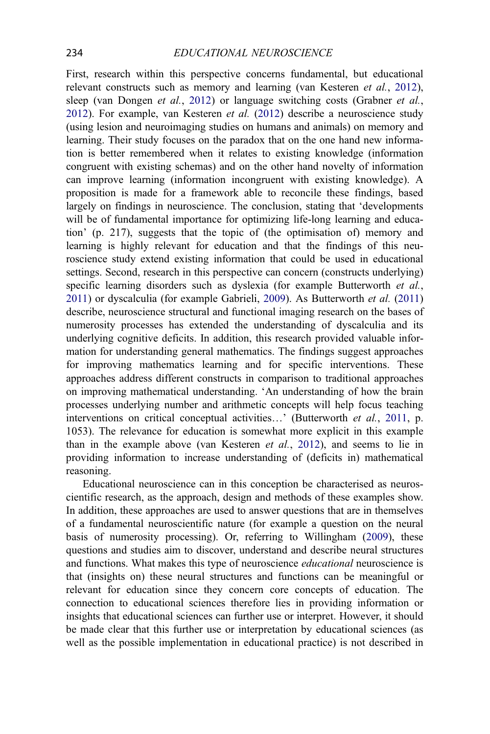First, research within this perspective concerns fundamental, but educational relevant constructs such as memory and learning (van Kesteren *et al.*, 2012), sleep (van Dongen *et al.*, 2012) or language switching costs (Grabner *et al.*, 2012). For example, van Kesteren *et al.* (2012) describe a neuroscience study (using lesion and neuroimaging studies on humans and animals) on memory and learning. Their study focuses on the paradox that on the one hand new information is better remembered when it relates to existing knowledge (information congruent with existing schemas) and on the other hand novelty of information can improve learning (information incongruent with existing knowledge). A proposition is made for a framework able to reconcile these findings, based largely on findings in neuroscience. The conclusion, stating that 'developments will be of fundamental importance for optimizing life-long learning and education' (p. 217), suggests that the topic of (the optimisation of) memory and learning is highly relevant for education and that the findings of this neuroscience study extend existing information that could be used in educational settings. Second, research in this perspective can concern (constructs underlying) specific learning disorders such as dyslexia (for example Butterworth *et al.*, 2011) or dyscalculia (for example Gabrieli, 2009). As Butterworth *et al.* (2011) describe, neuroscience structural and functional imaging research on the bases of numerosity processes has extended the understanding of dyscalculia and its underlying cognitive deficits. In addition, this research provided valuable information for understanding general mathematics. The findings suggest approaches for improving mathematics learning and for specific interventions. These approaches address different constructs in comparison to traditional approaches on improving mathematical understanding. 'An understanding of how the brain processes underlying number and arithmetic concepts will help focus teaching interventions on critical conceptual activities…' (Butterworth *et al.*, 2011, p. 1053). The relevance for education is somewhat more explicit in this example than in the example above (van Kesteren *et al.*, 2012), and seems to lie in providing information to increase understanding of (deficits in) mathematical reasoning.

Educational neuroscience can in this conception be characterised as neuroscientific research, as the approach, design and methods of these examples show. In addition, these approaches are used to answer questions that are in themselves of a fundamental neuroscientific nature (for example a question on the neural basis of numerosity processing). Or, referring to Willingham (2009), these questions and studies aim to discover, understand and describe neural structures and functions. What makes this type of neuroscience *educational* neuroscience is that (insights on) these neural structures and functions can be meaningful or relevant for education since they concern core concepts of education. The connection to educational sciences therefore lies in providing information or insights that educational sciences can further use or interpret. However, it should be made clear that this further use or interpretation by educational sciences (as well as the possible implementation in educational practice) is not described in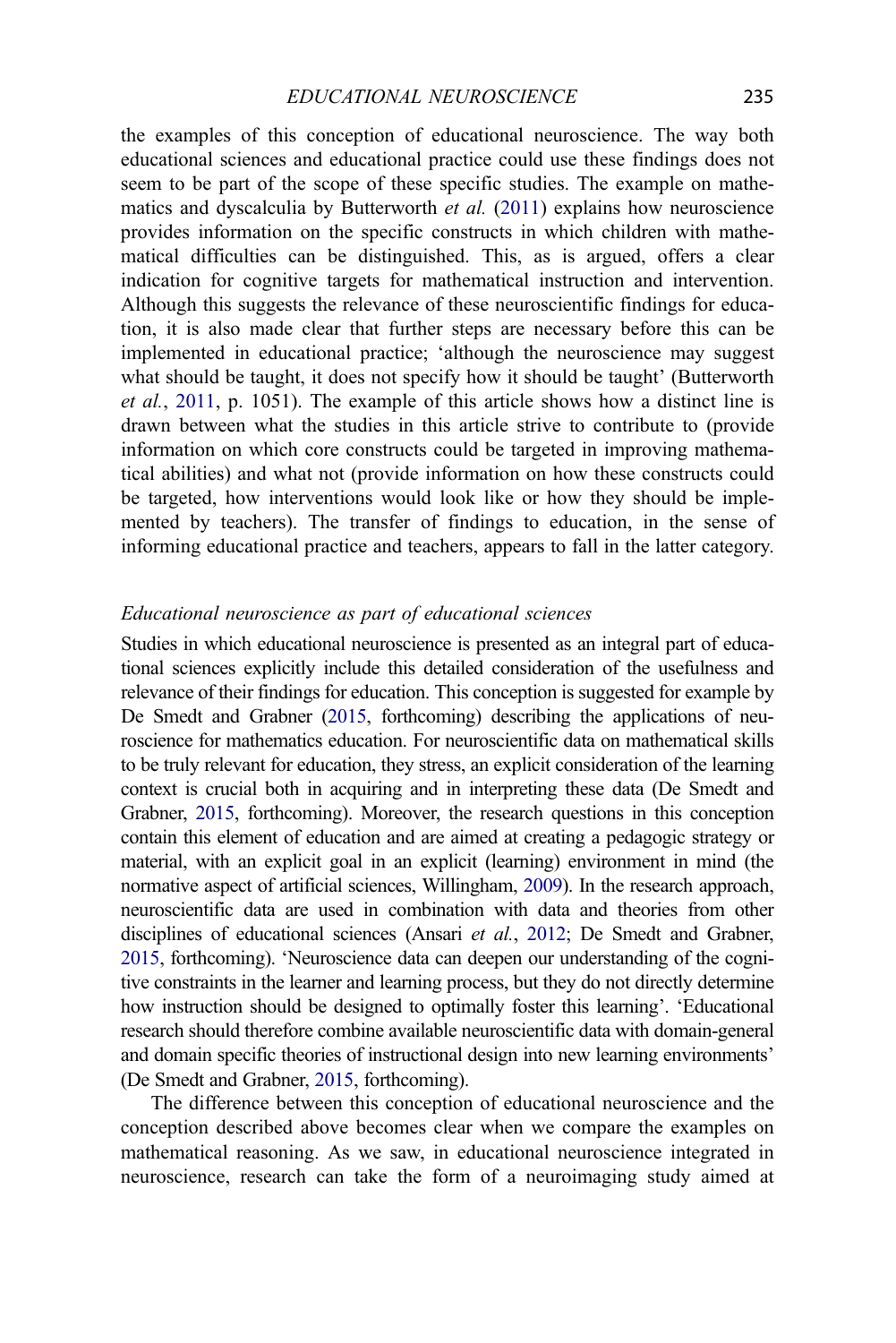the examples of this conception of educational neuroscience. The way both educational sciences and educational practice could use these findings does not seem to be part of the scope of these specific studies. The example on mathematics and dyscalculia by Butterworth *et al.* (2011) explains how neuroscience provides information on the specific constructs in which children with mathematical difficulties can be distinguished. This, as is argued, offers a clear indication for cognitive targets for mathematical instruction and intervention. Although this suggests the relevance of these neuroscientific findings for education, it is also made clear that further steps are necessary before this can be implemented in educational practice; 'although the neuroscience may suggest what should be taught, it does not specify how it should be taught' (Butterworth *et al.*, 2011, p. 1051). The example of this article shows how a distinct line is drawn between what the studies in this article strive to contribute to (provide information on which core constructs could be targeted in improving mathematical abilities) and what not (provide information on how these constructs could be targeted, how interventions would look like or how they should be implemented by teachers). The transfer of findings to education, in the sense of informing educational practice and teachers, appears to fall in the latter category.

### *Educational neuroscience as part of educational sciences*

Studies in which educational neuroscience is presented as an integral part of educational sciences explicitly include this detailed consideration of the usefulness and relevance of their findings for education. This conception is suggested for example by De Smedt and Grabner (2015, forthcoming) describing the applications of neuroscience for mathematics education. For neuroscientific data on mathematical skills to be truly relevant for education, they stress, an explicit consideration of the learning context is crucial both in acquiring and in interpreting these data (De Smedt and Grabner, 2015, forthcoming). Moreover, the research questions in this conception contain this element of education and are aimed at creating a pedagogic strategy or material, with an explicit goal in an explicit (learning) environment in mind (the normative aspect of artificial sciences, Willingham, 2009). In the research approach, neuroscientific data are used in combination with data and theories from other disciplines of educational sciences (Ansari *et al.*, 2012; De Smedt and Grabner, 2015, forthcoming). 'Neuroscience data can deepen our understanding of the cognitive constraints in the learner and learning process, but they do not directly determine how instruction should be designed to optimally foster this learning'. 'Educational research should therefore combine available neuroscientific data with domain-general and domain specific theories of instructional design into new learning environments' (De Smedt and Grabner, 2015, forthcoming).

The difference between this conception of educational neuroscience and the conception described above becomes clear when we compare the examples on mathematical reasoning. As we saw, in educational neuroscience integrated in neuroscience, research can take the form of a neuroimaging study aimed at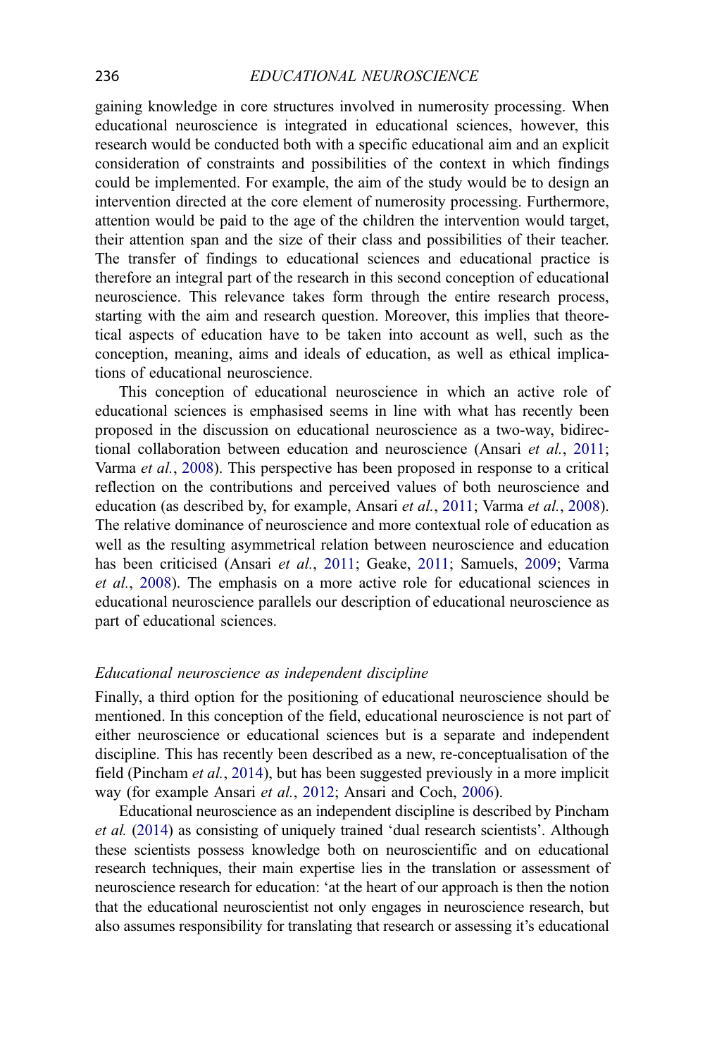gaining knowledge in core structures involved in numerosity processing. When educational neuroscience is integrated in educational sciences, however, this research would be conducted both with a specific educational aim and an explicit consideration of constraints and possibilities of the context in which findings could be implemented. For example, the aim of the study would be to design an intervention directed at the core element of numerosity processing. Furthermore, attention would be paid to the age of the children the intervention would target, their attention span and the size of their class and possibilities of their teacher. The transfer of findings to educational sciences and educational practice is therefore an integral part of the research in this second conception of educational neuroscience. This relevance takes form through the entire research process, starting with the aim and research question. Moreover, this implies that theoretical aspects of education have to be taken into account as well, such as the conception, meaning, aims and ideals of education, as well as ethical implications of educational neuroscience.

This conception of educational neuroscience in which an active role of educational sciences is emphasised seems in line with what has recently been proposed in the discussion on educational neuroscience as a two-way, bidirectional collaboration between education and neuroscience (Ansari *et al.*, 2011; Varma *et al.*, 2008). This perspective has been proposed in response to a critical reflection on the contributions and perceived values of both neuroscience and education (as described by, for example, Ansari *et al.*, 2011; Varma *et al.*, 2008). The relative dominance of neuroscience and more contextual role of education as well as the resulting asymmetrical relation between neuroscience and education has been criticised (Ansari *et al.*, 2011; Geake, 2011; Samuels, 2009; Varma *et al.*, 2008). The emphasis on a more active role for educational sciences in educational neuroscience parallels our description of educational neuroscience as part of educational sciences.

### *Educational neuroscience as independent discipline*

Finally, a third option for the positioning of educational neuroscience should be mentioned. In this conception of the field, educational neuroscience is not part of either neuroscience or educational sciences but is a separate and independent discipline. This has recently been described as a new, re-conceptualisation of the field (Pincham *et al.*, 2014), but has been suggested previously in a more implicit way (for example Ansari *et al.*, 2012; Ansari and Coch, 2006).

Educational neuroscience as an independent discipline is described by Pincham *et al.* (2014) as consisting of uniquely trained 'dual research scientists'. Although these scientists possess knowledge both on neuroscientific and on educational research techniques, their main expertise lies in the translation or assessment of neuroscience research for education: 'at the heart of our approach is then the notion that the educational neuroscientist not only engages in neuroscience research, but also assumes responsibility for translating that research or assessing it's educational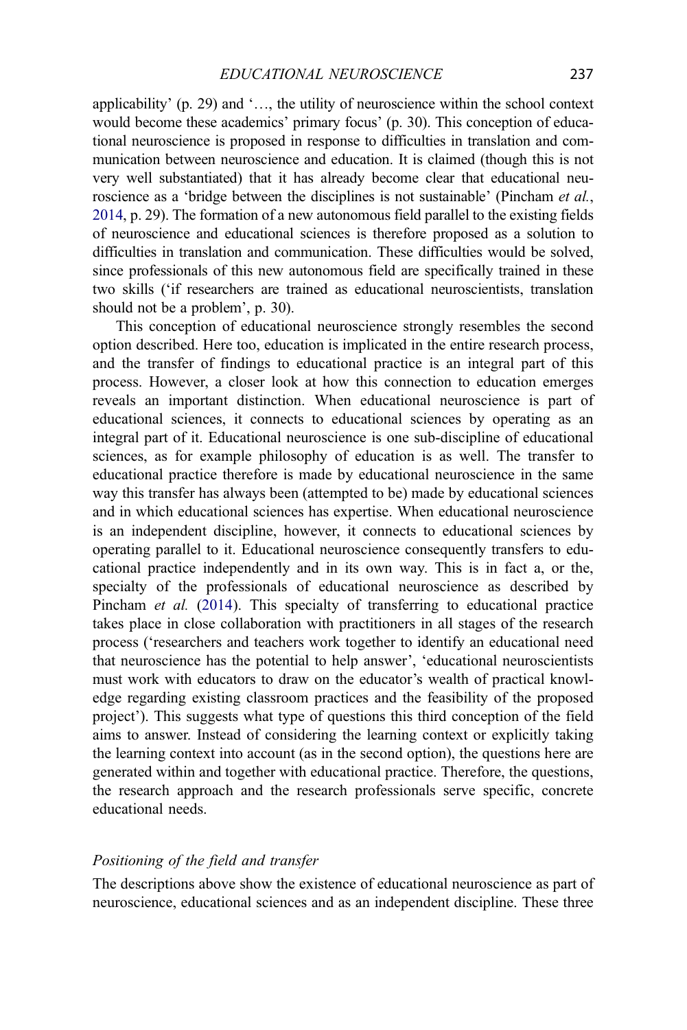applicability' (p. 29) and '…, the utility of neuroscience within the school context would become these academics' primary focus' (p. 30). This conception of educational neuroscience is proposed in response to difficulties in translation and communication between neuroscience and education. It is claimed (though this is not very well substantiated) that it has already become clear that educational neuroscience as a 'bridge between the disciplines is not sustainable' (Pincham *et al.*, 2014, p. 29). The formation of a new autonomous field parallel to the existing fields of neuroscience and educational sciences is therefore proposed as a solution to difficulties in translation and communication. These difficulties would be solved, since professionals of this new autonomous field are specifically trained in these two skills ('if researchers are trained as educational neuroscientists, translation should not be a problem', p. 30).

This conception of educational neuroscience strongly resembles the second option described. Here too, education is implicated in the entire research process, and the transfer of findings to educational practice is an integral part of this process. However, a closer look at how this connection to education emerges reveals an important distinction. When educational neuroscience is part of educational sciences, it connects to educational sciences by operating as an integral part of it. Educational neuroscience is one sub-discipline of educational sciences, as for example philosophy of education is as well. The transfer to educational practice therefore is made by educational neuroscience in the same way this transfer has always been (attempted to be) made by educational sciences and in which educational sciences has expertise. When educational neuroscience is an independent discipline, however, it connects to educational sciences by operating parallel to it. Educational neuroscience consequently transfers to educational practice independently and in its own way. This is in fact a, or the, specialty of the professionals of educational neuroscience as described by Pincham *et al.* (2014). This specialty of transferring to educational practice takes place in close collaboration with practitioners in all stages of the research process ('researchers and teachers work together to identify an educational need that neuroscience has the potential to help answer', 'educational neuroscientists must work with educators to draw on the educator's wealth of practical knowledge regarding existing classroom practices and the feasibility of the proposed project'). This suggests what type of questions this third conception of the field aims to answer. Instead of considering the learning context or explicitly taking the learning context into account (as in the second option), the questions here are generated within and together with educational practice. Therefore, the questions, the research approach and the research professionals serve specific, concrete educational needs.

### *Positioning of the field and transfer*

The descriptions above show the existence of educational neuroscience as part of neuroscience, educational sciences and as an independent discipline. These three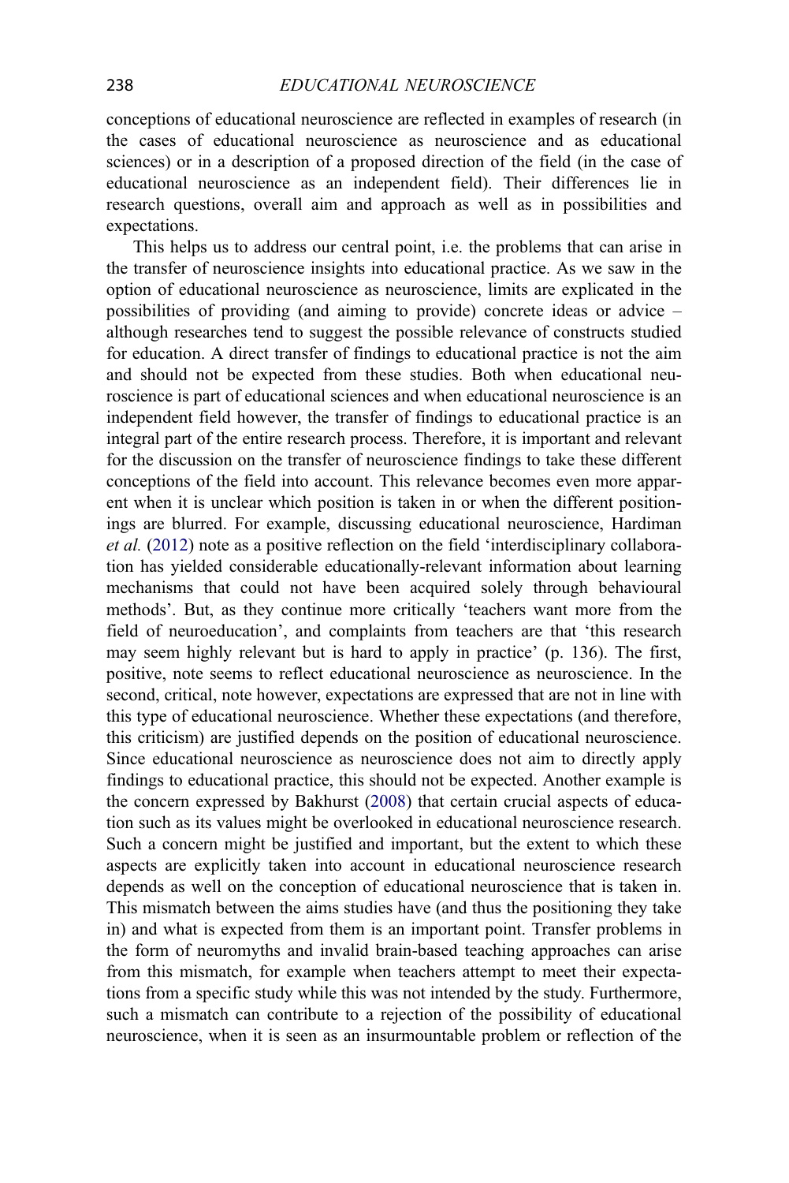conceptions of educational neuroscience are reflected in examples of research (in the cases of educational neuroscience as neuroscience and as educational sciences) or in a description of a proposed direction of the field (in the case of educational neuroscience as an independent field). Their differences lie in research questions, overall aim and approach as well as in possibilities and expectations.

This helps us to address our central point, i.e. the problems that can arise in the transfer of neuroscience insights into educational practice. As we saw in the option of educational neuroscience as neuroscience, limits are explicated in the possibilities of providing (and aiming to provide) concrete ideas or advice – although researches tend to suggest the possible relevance of constructs studied for education. A direct transfer of findings to educational practice is not the aim and should not be expected from these studies. Both when educational neuroscience is part of educational sciences and when educational neuroscience is an independent field however, the transfer of findings to educational practice is an integral part of the entire research process. Therefore, it is important and relevant for the discussion on the transfer of neuroscience findings to take these different conceptions of the field into account. This relevance becomes even more apparent when it is unclear which position is taken in or when the different positionings are blurred. For example, discussing educational neuroscience, Hardiman *et al.* (2012) note as a positive reflection on the field 'interdisciplinary collaboration has yielded considerable educationally-relevant information about learning mechanisms that could not have been acquired solely through behavioural methods'. But, as they continue more critically 'teachers want more from the field of neuroeducation', and complaints from teachers are that 'this research may seem highly relevant but is hard to apply in practice' (p. 136). The first, positive, note seems to reflect educational neuroscience as neuroscience. In the second, critical, note however, expectations are expressed that are not in line with this type of educational neuroscience. Whether these expectations (and therefore, this criticism) are justified depends on the position of educational neuroscience. Since educational neuroscience as neuroscience does not aim to directly apply findings to educational practice, this should not be expected. Another example is the concern expressed by Bakhurst (2008) that certain crucial aspects of education such as its values might be overlooked in educational neuroscience research. Such a concern might be justified and important, but the extent to which these aspects are explicitly taken into account in educational neuroscience research depends as well on the conception of educational neuroscience that is taken in. This mismatch between the aims studies have (and thus the positioning they take in) and what is expected from them is an important point. Transfer problems in the form of neuromyths and invalid brain-based teaching approaches can arise from this mismatch, for example when teachers attempt to meet their expectations from a specific study while this was not intended by the study. Furthermore, such a mismatch can contribute to a rejection of the possibility of educational neuroscience, when it is seen as an insurmountable problem or reflection of the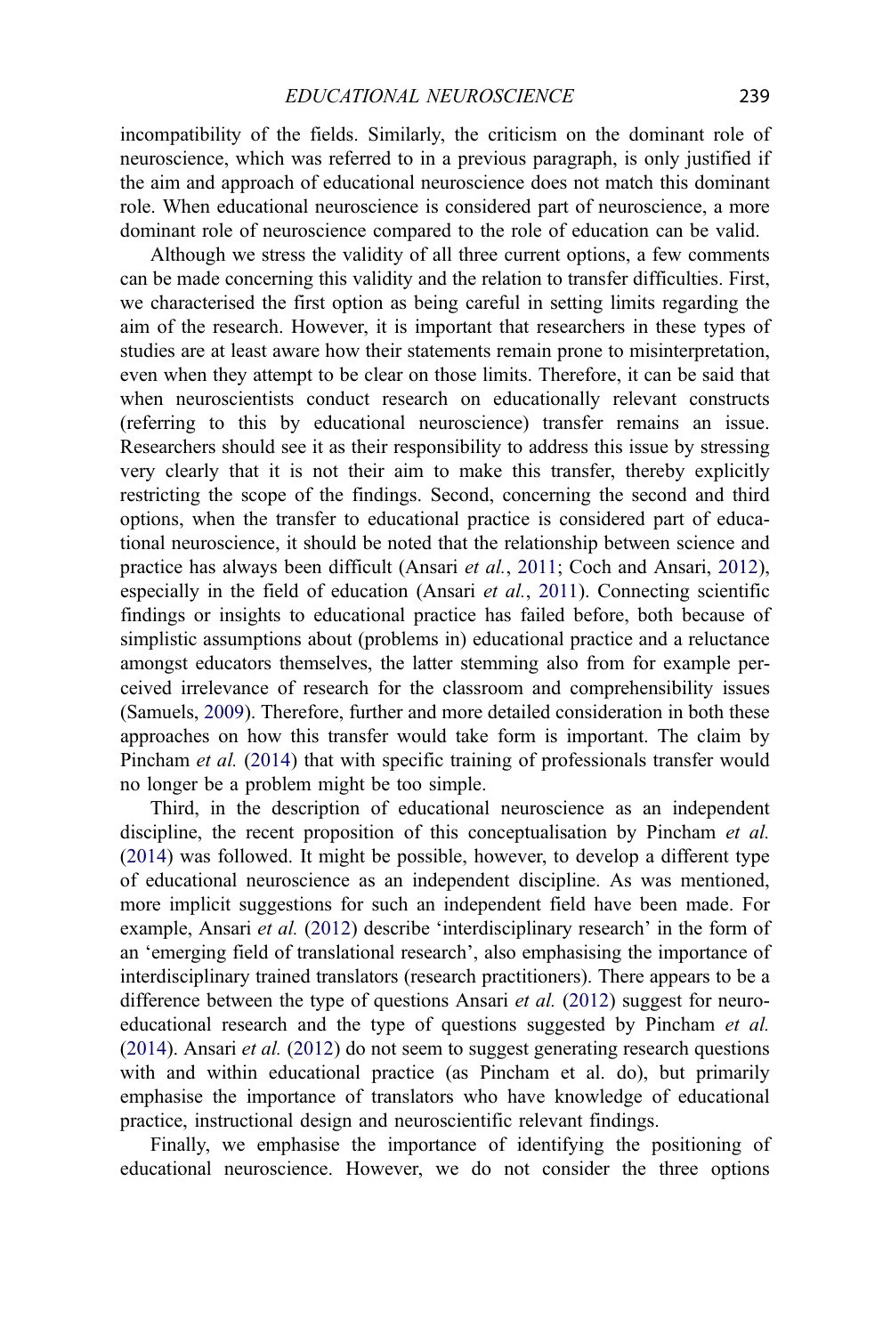incompatibility of the fields. Similarly, the criticism on the dominant role of neuroscience, which was referred to in a previous paragraph, is only justified if the aim and approach of educational neuroscience does not match this dominant role. When educational neuroscience is considered part of neuroscience, a more dominant role of neuroscience compared to the role of education can be valid.

Although we stress the validity of all three current options, a few comments can be made concerning this validity and the relation to transfer difficulties. First, we characterised the first option as being careful in setting limits regarding the aim of the research. However, it is important that researchers in these types of studies are at least aware how their statements remain prone to misinterpretation, even when they attempt to be clear on those limits. Therefore, it can be said that when neuroscientists conduct research on educationally relevant constructs (referring to this by educational neuroscience) transfer remains an issue. Researchers should see it as their responsibility to address this issue by stressing very clearly that it is not their aim to make this transfer, thereby explicitly restricting the scope of the findings. Second, concerning the second and third options, when the transfer to educational practice is considered part of educational neuroscience, it should be noted that the relationship between science and practice has always been difficult (Ansari *et al.*, 2011; Coch and Ansari, 2012), especially in the field of education (Ansari *et al.*, 2011). Connecting scientific findings or insights to educational practice has failed before, both because of simplistic assumptions about (problems in) educational practice and a reluctance amongst educators themselves, the latter stemming also from for example perceived irrelevance of research for the classroom and comprehensibility issues (Samuels, 2009). Therefore, further and more detailed consideration in both these approaches on how this transfer would take form is important. The claim by Pincham *et al.* (2014) that with specific training of professionals transfer would no longer be a problem might be too simple.

Third, in the description of educational neuroscience as an independent discipline, the recent proposition of this conceptualisation by Pincham *et al.* (2014) was followed. It might be possible, however, to develop a different type of educational neuroscience as an independent discipline. As was mentioned, more implicit suggestions for such an independent field have been made. For example, Ansari *et al.* (2012) describe 'interdisciplinary research' in the form of an 'emerging field of translational research', also emphasising the importance of interdisciplinary trained translators (research practitioners). There appears to be a difference between the type of questions Ansari *et al.* (2012) suggest for neuroeducational research and the type of questions suggested by Pincham *et al.* (2014). Ansari *et al.* (2012) do not seem to suggest generating research questions with and within educational practice (as Pincham et al. do), but primarily emphasise the importance of translators who have knowledge of educational practice, instructional design and neuroscientific relevant findings.

Finally, we emphasise the importance of identifying the positioning of educational neuroscience. However, we do not consider the three options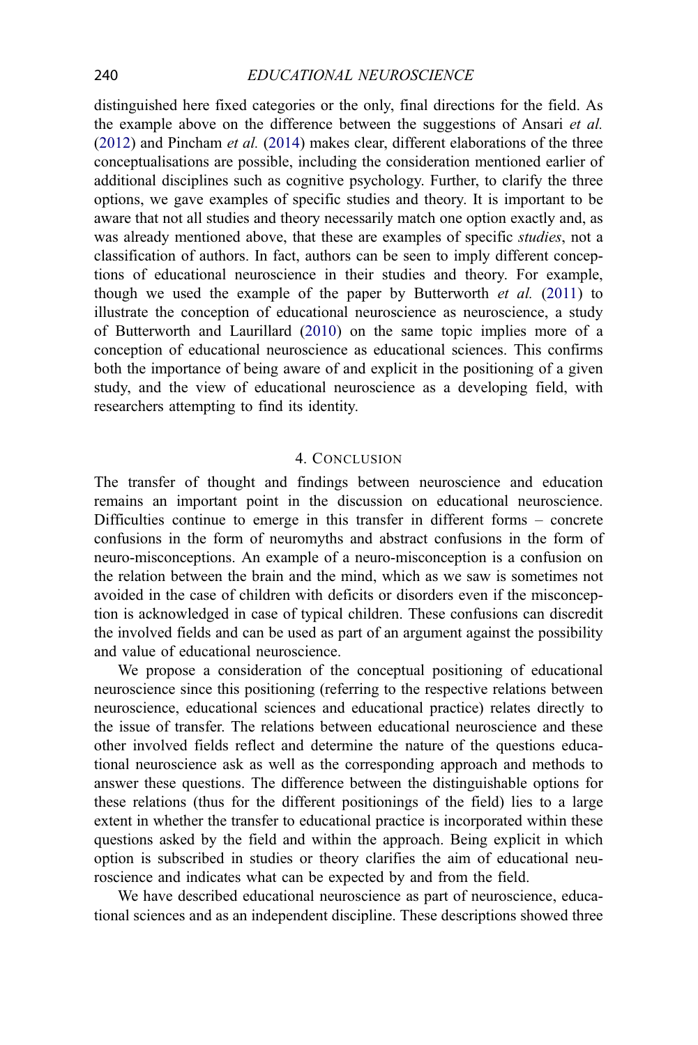distinguished here fixed categories or the only, final directions for the field. As the example above on the difference between the suggestions of Ansari *et al.* (2012) and Pincham *et al.* (2014) makes clear, different elaborations of the three conceptualisations are possible, including the consideration mentioned earlier of additional disciplines such as cognitive psychology. Further, to clarify the three options, we gave examples of specific studies and theory. It is important to be aware that not all studies and theory necessarily match one option exactly and, as was already mentioned above, that these are examples of specific *studies*, not a classification of authors. In fact, authors can be seen to imply different conceptions of educational neuroscience in their studies and theory. For example, though we used the example of the paper by Butterworth *et al.* (2011) to illustrate the conception of educational neuroscience as neuroscience, a study of Butterworth and Laurillard (2010) on the same topic implies more of a conception of educational neuroscience as educational sciences. This confirms both the importance of being aware of and explicit in the positioning of a given study, and the view of educational neuroscience as a developing field, with researchers attempting to find its identity.

## 4. Conclusion

The transfer of thought and findings between neuroscience and education remains an important point in the discussion on educational neuroscience. Difficulties continue to emerge in this transfer in different forms – concrete confusions in the form of neuromyths and abstract confusions in the form of neuro-misconceptions. An example of a neuro-misconception is a confusion on the relation between the brain and the mind, which as we saw is sometimes not avoided in the case of children with deficits or disorders even if the misconception is acknowledged in case of typical children. These confusions can discredit the involved fields and can be used as part of an argument against the possibility and value of educational neuroscience.

We propose a consideration of the conceptual positioning of educational neuroscience since this positioning (referring to the respective relations between neuroscience, educational sciences and educational practice) relates directly to the issue of transfer. The relations between educational neuroscience and these other involved fields reflect and determine the nature of the questions educational neuroscience ask as well as the corresponding approach and methods to answer these questions. The difference between the distinguishable options for these relations (thus for the different positionings of the field) lies to a large extent in whether the transfer to educational practice is incorporated within these questions asked by the field and within the approach. Being explicit in which option is subscribed in studies or theory clarifies the aim of educational neuroscience and indicates what can be expected by and from the field.

We have described educational neuroscience as part of neuroscience, educational sciences and as an independent discipline. These descriptions showed three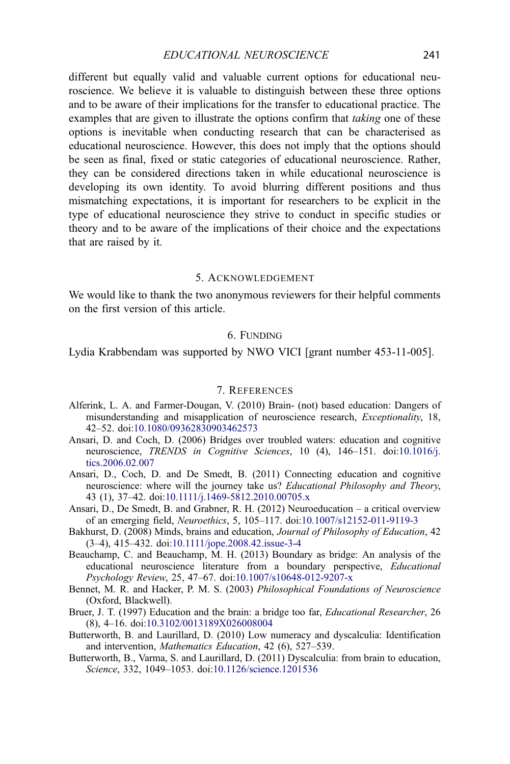different but equally valid and valuable current options for educational neuroscience. We believe it is valuable to distinguish between these three options and to be aware of their implications for the transfer to educational practice. The examples that are given to illustrate the options confirm that *taking* one of these options is inevitable when conducting research that can be characterised as educational neuroscience. However, this does not imply that the options should be seen as final, fixed or static categories of educational neuroscience. Rather, they can be considered directions taken in while educational neuroscience is developing its own identity. To avoid blurring different positions and thus mismatching expectations, it is important for researchers to be explicit in the type of educational neuroscience they strive to conduct in specific studies or theory and to be aware of the implications of their choice and the expectations that are raised by it.

## 5. Acknowledgement

We would like to thank the two anonymous reviewers for their helpful comments on the first version of this article.

## 6. Funding

Lydia Krabbendam was supported by NWO VICI [grant number 453-11-005].

## 7. References

Alferink, L. A. and Farmer-Dougan, V. (2010) Brain- (not) based education: Dangers of misunderstanding and misapplication of neuroscience research, *Exceptionality*, 18, 42–52. doi:10.1080/09362830903462573

Ansari, D. and Coch, D. (2006) Bridges over troubled waters: education and cognitive neuroscience, *TRENDS in Cognitive Sciences*, 10 (4), 146–151. doi:10.1016/j.tics.2006.02.007

Ansari, D., Coch, D. and De Smedt, B. (2011) Connecting education and cognitive neuroscience: where will the journey take us? *Educational Philosophy and Theory*, 43 (1), 37–42. doi:10.1111/j.1469-5812.2010.00705.x

Ansari, D., De Smedt, B. and Grabner, R. H. (2012) Neuroeducation – a critical overview of an emerging field, *Neuroethics*, 5, 105–117. doi:10.1007/s12152-011-9119-3

Bakhurst, D. (2008) Minds, brains and education, *Journal of Philosophy of Education*, 42 (3–4), 415–432. doi:10.1111/jope.2008.42.issue-3-4

Beauchamp, C. and Beauchamp, M. H. (2013) Boundary as bridge: An analysis of the educational neuroscience literature from a boundary perspective, *Educational Psychology Review*, 25, 47–67. doi:10.1007/s10648-012-9207-x

Bennet, M. R. and Hacker, P. M. S. (2003) *Philosophical Foundations of Neuroscience* (Oxford, Blackwell).

Bruer, J. T. (1997) Education and the brain: a bridge too far, *Educational Researcher*, 26 (8), 4–16. doi:10.3102/0013189X026008004

Butterworth, B. and Laurillard, D. (2010) Low numeracy and dyscalculia: Identification and intervention, *Mathematics Education*, 42 (6), 527–539.

Butterworth, B., Varma, S. and Laurillard, D. (2011) Dyscalculia: from brain to education, *Science*, 332, 1049–1053. doi:10.1126/science.1201536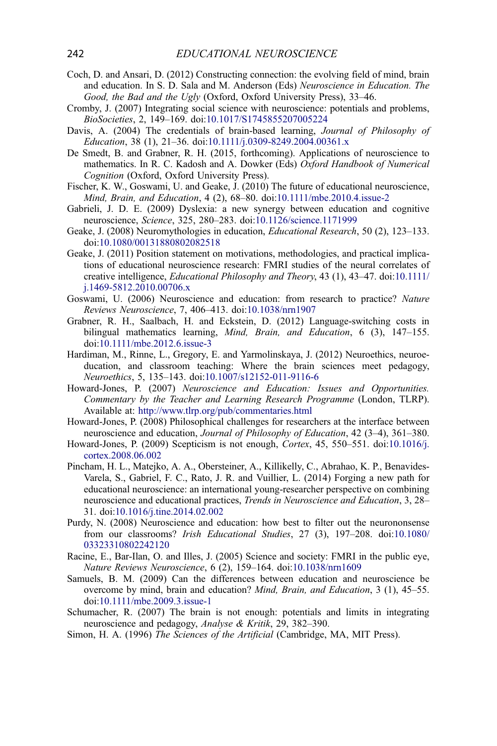Coch, D. and Ansari, D. (2012) Constructing connection: the evolving field of mind, brain and education. In S. D. Sala and M. Anderson (Eds) *Neuroscience in Education. The Good, the Bad and the Ugly* (Oxford, Oxford University Press), 33–46.

Cromby, J. (2007) Integrating social science with neuroscience: potentials and problems, *BioSocieties*, 2, 149–169. doi:10.1017/S1745855207005224

Davis, A. (2004) The credentials of brain-based learning, *Journal of Philosophy of Education*, 38 (1), 21–36. doi:10.1111/j.0309-8249.2004.00361.x

De Smedt, B. and Grabner, R. H. (2015, forthcoming). Applications of neuroscience to mathematics. In R. C. Kadosh and A. Dowker (Eds) *Oxford Handbook of Numerical Cognition* (Oxford, Oxford University Press).

Fischer, K. W., Goswami, U. and Geake, J. (2010) The future of educational neuroscience, *Mind, Brain, and Education*, 4 (2), 68–80. doi:10.1111/mbe.2010.4.issue-2

Gabrieli, J. D. E. (2009) Dyslexia: a new synergy between education and cognitive neuroscience, *Science*, 325, 280–283. doi:10.1126/science.1171999

Geake, J. (2008) Neuromythologies in education, *Educational Research*, 50 (2), 123–133. doi:10.1080/00131880802082518

Geake, J. (2011) Position statement on motivations, methodologies, and practical implications of educational neuroscience research: FMRI studies of the neural correlates of creative intelligence, *Educational Philosophy and Theory*, 43 (1), 43–47. doi:10.1111/j.1469-5812.2010.00706.x

Goswami, U. (2006) Neuroscience and education: from research to practice? *Nature Reviews Neuroscience*, 7, 406–413. doi:10.1038/nrn1907

Grabner, R. H., Saalbach, H. and Eckstein, D. (2012) Language-switching costs in bilingual mathematics learning, *Mind, Brain, and Education*, 6 (3), 147–155. doi:10.1111/mbe.2012.6.issue-3

Hardiman, M., Rinne, L., Gregory, E. and Yarmolinskaya, J. (2012) Neuroethics, neuroeducation, and classroom teaching: Where the brain sciences meet pedagogy, *Neuroethics*, 5, 135–143. doi:10.1007/s12152-011-9116-6

Howard-Jones, P. (2007) *Neuroscience and Education: Issues and Opportunities. Commentary by the Teacher and Learning Research Programme* (London, TLRP). Available at: http://www.tlrp.org/pub/commentaries.html

Howard-Jones, P. (2008) Philosophical challenges for researchers at the interface between neuroscience and education, *Journal of Philosophy of Education*, 42 (3–4), 361–380.

Howard-Jones, P. (2009) Scepticism is not enough, *Cortex*, 45, 550–551. doi:10.1016/j.cortex.2008.06.002

Pincham, H. L., Matejko, A. A., Obersteiner, A., Killikelly, C., Abrahao, K. P., Benavides-Varela, S., Gabriel, F. C., Rato, J. R. and Vuillier, L. (2014) Forging a new path for educational neuroscience: an international young-researcher perspective on combining neuroscience and educational practices, *Trends in Neuroscience and Education*, 3, 28–31. doi:10.1016/j.tine.2014.02.002

Purdy, N. (2008) Neuroscience and education: how best to filter out the neurononsense from our classrooms? *Irish Educational Studies*, 27 (3), 197–208. doi:10.1080/03323310802242120

Racine, E., Bar-Ilan, O. and Illes, J. (2005) Science and society: FMRI in the public eye, *Nature Reviews Neuroscience*, 6 (2), 159–164. doi:10.1038/nrn1609

Samuels, B. M. (2009) Can the differences between education and neuroscience be overcome by mind, brain and education? *Mind, Brain, and Education*, 3 (1), 45–55. doi:10.1111/mbe.2009.3.issue-1

Schumacher, R. (2007) The brain is not enough: potentials and limits in integrating neuroscience and pedagogy, *Analyse & Kritik*, 29, 382–390.

Simon, H. A. (1996) *The Sciences of the Artificial* (Cambridge, MA, MIT Press).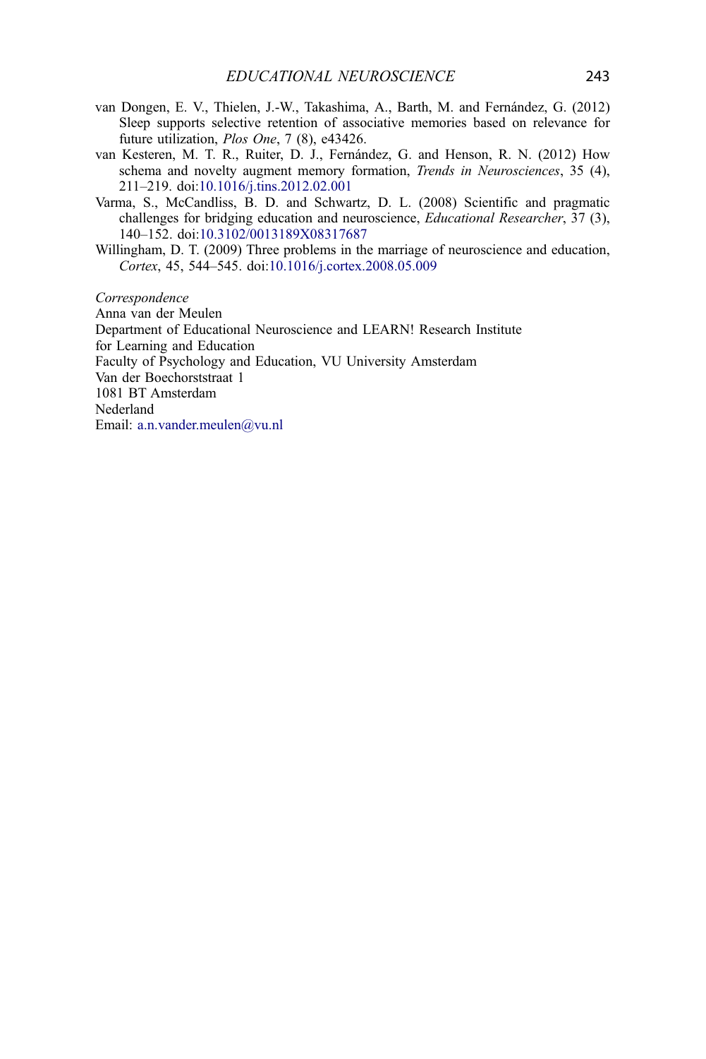van Dongen, E. V., Thielen, J.-W., Takashima, A., Barth, M. and Fernández, G. (2012) Sleep supports selective retention of associative memories based on relevance for future utilization, *Plos One*, 7 (8), e43426.

van Kesteren, M. T. R., Ruiter, D. J., Fernández, G. and Henson, R. N. (2012) How schema and novelty augment memory formation, *Trends in Neurosciences*, 35 (4), 211–219. doi:10.1016/j.tins.2012.02.001

Varma, S., McCandliss, B. D. and Schwartz, D. L. (2008) Scientific and pragmatic challenges for bridging education and neuroscience, *Educational Researcher*, 37 (3), 140–152. doi:10.3102/0013189X08317687

Willingham, D. T. (2009) Three problems in the marriage of neuroscience and education, *Cortex*, 45, 544–545. doi:10.1016/j.cortex.2008.05.009

*Correspondence*
Anna van der Meulen
Department of Educational Neuroscience and LEARN! Research Institute for Learning and Education
Faculty of Psychology and Education, VU University Amsterdam
Van der Boechorststraat 1
1081 BT Amsterdam
Nederland
Email: a.n.vander.meulen@vu.nl